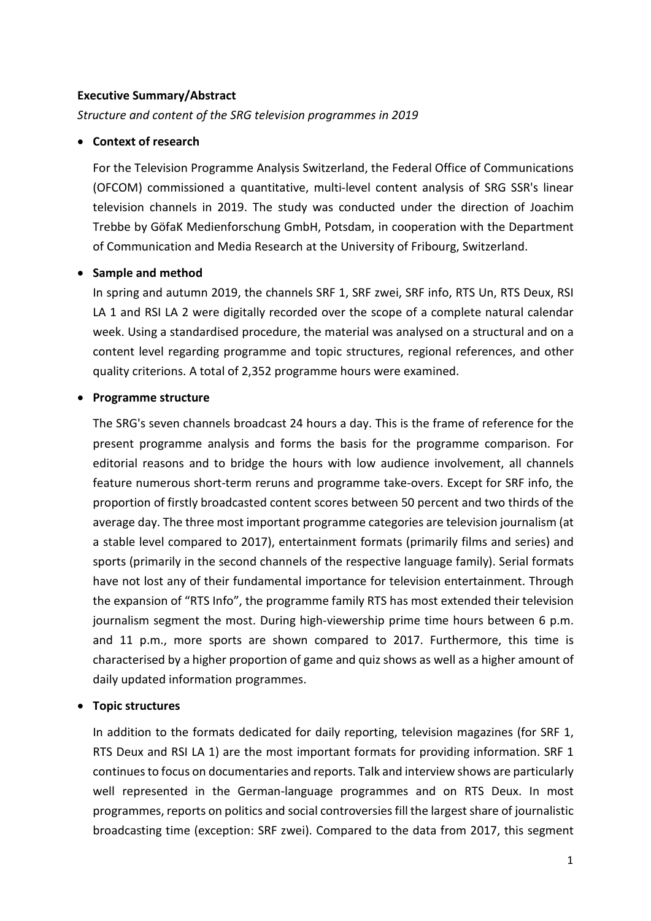**Executive Summary/Abstract**

*Structure and content of the SRG television programmes in 2019*

- **Context of research**

  For the Television Programme Analysis Switzerland, the Federal Office of Communications (OFCOM) commissioned a quantitative, multi-level content analysis of SRG SSR's linear television channels in 2019. The study was conducted under the direction of Joachim Trebbe by GöfaK Medienforschung GmbH, Potsdam, in cooperation with the Department of Communication and Media Research at the University of Fribourg, Switzerland.

- **Sample and method**

  In spring and autumn 2019, the channels SRF 1, SRF zwei, SRF info, RTS Un, RTS Deux, RSI LA 1 and RSI LA 2 were digitally recorded over the scope of a complete natural calendar week. Using a standardised procedure, the material was analysed on a structural and on a content level regarding programme and topic structures, regional references, and other quality criterions. A total of 2,352 programme hours were examined.

- **Programme structure**

  The SRG's seven channels broadcast 24 hours a day. This is the frame of reference for the present programme analysis and forms the basis for the programme comparison. For editorial reasons and to bridge the hours with low audience involvement, all channels feature numerous short-term reruns and programme take-overs. Except for SRF info, the proportion of firstly broadcasted content scores between 50 percent and two thirds of the average day. The three most important programme categories are television journalism (at a stable level compared to 2017), entertainment formats (primarily films and series) and sports (primarily in the second channels of the respective language family). Serial formats have not lost any of their fundamental importance for television entertainment. Through the expansion of "RTS Info", the programme family RTS has most extended their television journalism segment the most. During high-viewership prime time hours between 6 p.m. and 11 p.m., more sports are shown compared to 2017. Furthermore, this time is characterised by a higher proportion of game and quiz shows as well as a higher amount of daily updated information programmes.

- **Topic structures**

  In addition to the formats dedicated for daily reporting, television magazines (for SRF 1, RTS Deux and RSI LA 1) are the most important formats for providing information. SRF 1 continues to focus on documentaries and reports. Talk and interview shows are particularly well represented in the German-language programmes and on RTS Deux. In most programmes, reports on politics and social controversies fill the largest share of journalistic broadcasting time (exception: SRF zwei). Compared to the data from 2017, this segment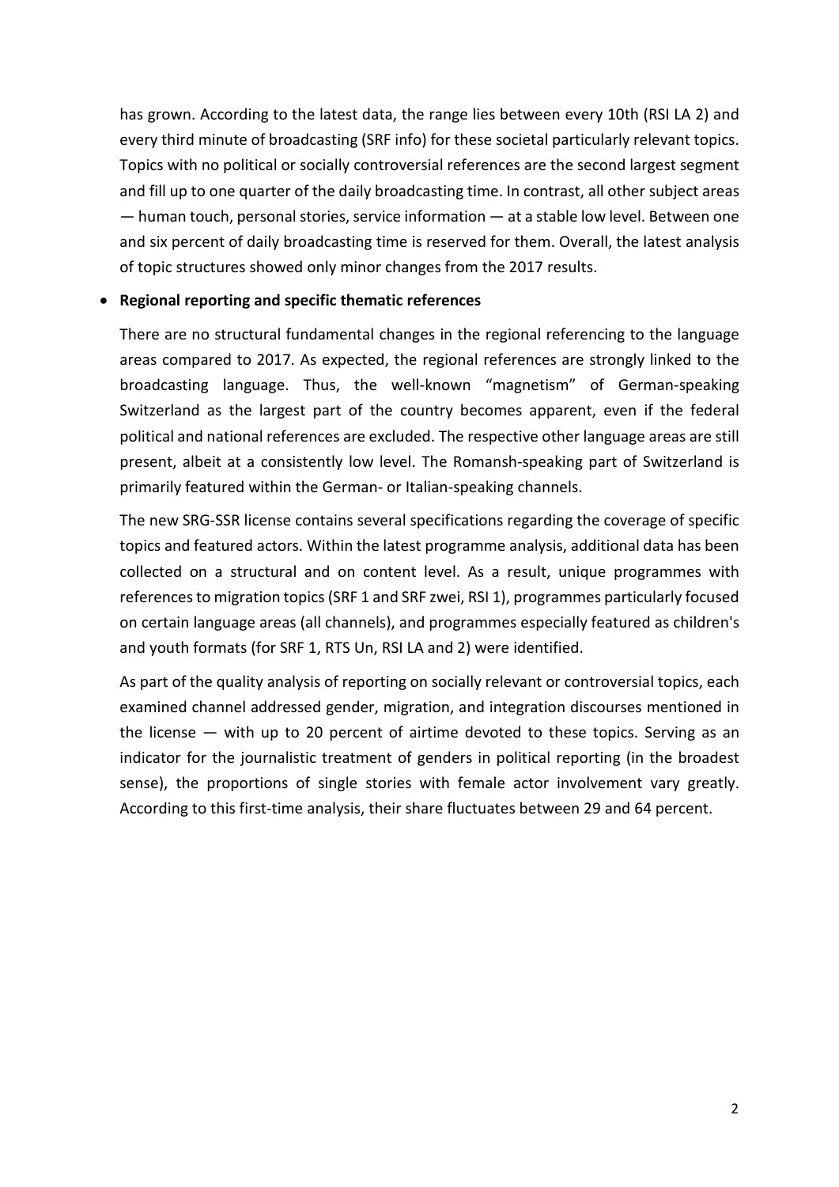has grown. According to the latest data, the range lies between every 10th (RSI LA 2) and every third minute of broadcasting (SRF info) for these societal particularly relevant topics. Topics with no political or socially controversial references are the second largest segment and fill up to one quarter of the daily broadcasting time. In contrast, all other subject areas — human touch, personal stories, service information — at a stable low level. Between one and six percent of daily broadcasting time is reserved for them. Overall, the latest analysis of topic structures showed only minor changes from the 2017 results.

- **Regional reporting and specific thematic references**

  There are no structural fundamental changes in the regional referencing to the language areas compared to 2017. As expected, the regional references are strongly linked to the broadcasting language. Thus, the well-known "magnetism" of German-speaking Switzerland as the largest part of the country becomes apparent, even if the federal political and national references are excluded. The respective other language areas are still present, albeit at a consistently low level. The Romansh-speaking part of Switzerland is primarily featured within the German- or Italian-speaking channels.

  The new SRG-SSR license contains several specifications regarding the coverage of specific topics and featured actors. Within the latest programme analysis, additional data has been collected on a structural and on content level. As a result, unique programmes with references to migration topics (SRF 1 and SRF zwei, RSI 1), programmes particularly focused on certain language areas (all channels), and programmes especially featured as children's and youth formats (for SRF 1, RTS Un, RSI LA and 2) were identified.

  As part of the quality analysis of reporting on socially relevant or controversial topics, each examined channel addressed gender, migration, and integration discourses mentioned in the license — with up to 20 percent of airtime devoted to these topics. Serving as an indicator for the journalistic treatment of genders in political reporting (in the broadest sense), the proportions of single stories with female actor involvement vary greatly. According to this first-time analysis, their share fluctuates between 29 and 64 percent.